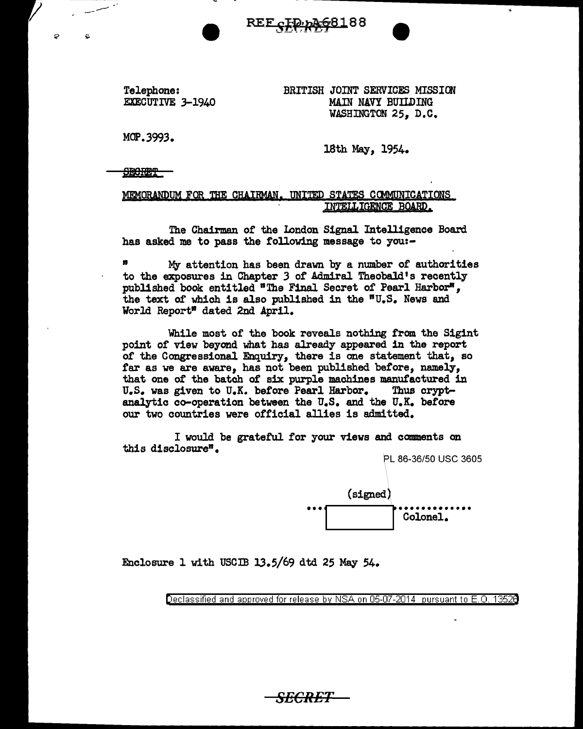REF ID:A68188

SECRET

Telephone:
EXECUTIVE 3-1940

BRITISH JOINT SERVICES MISSION
MAIN NAVY BUILDING
WASHINGTON 25, D.C.

MOP.3993.

18th May, 1954.

SECRET

MEMORANDUM FOR THE CHAIRMAN, UNITED STATES COMMUNICATIONS INTELLIGENCE BOARD.

The Chairman of the London Signal Intelligence Board has asked me to pass the following message to you:-

" My attention has been drawn by a number of authorities to the exposures in Chapter 3 of Admiral Theobald's recently published book entitled "The Final Secret of Pearl Harbor", the text of which is also published in the "U.S. News and World Report" dated 2nd April.

While most of the book reveals nothing from the Sigint point of view beyond what has already appeared in the report of the Congressional Enquiry, there is one statement that, so far as we are aware, has not been published before, namely, that one of the batch of six purple machines manufactured in U.S. was given to U.K. before Pearl Harbor. Thus cryptanalytic co-operation between the U.S. and the U.K. before our two countries were official allies is admitted.

I would be grateful for your views and comments on this disclosure".

PL 86-36/50 USC 3605

(signed)
............ Colonel.

Enclosure 1 with USCIB 13.5/69 dtd 25 May 54.

Declassified and approved for release by NSA on 05-07-2014 pursuant to E.O. 13526

SECRET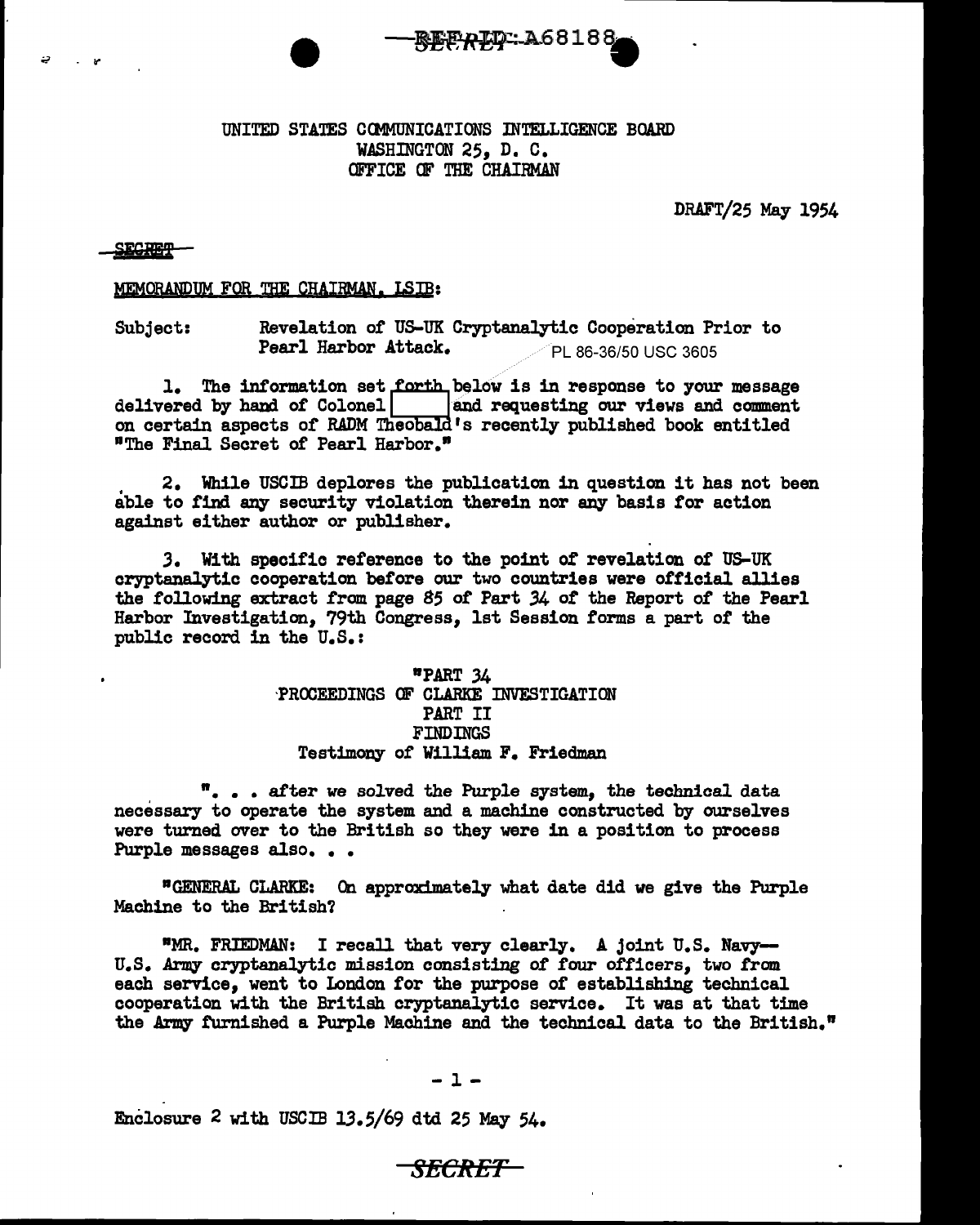REF ID: A68188

UNITED STATES COMMUNICATIONS INTELLIGENCE BOARD
WASHINGTON 25, D. C.
OFFICE OF THE CHAIRMAN

DRAFT/25 May 1954

SECRET

MEMORANDUM FOR THE CHAIRMAN, LSIB:

Subject: Revelation of US-UK Cryptanalytic Cooperation Prior to Pearl Harbor Attack.

PL 86-36/50 USC 3605

1. The information set forth below is in response to your message delivered by hand of Colonel [ ] and requesting our views and comment on certain aspects of RADM Theobald's recently published book entitled "The Final Secret of Pearl Harbor."

2. While USCIB deplores the publication in question it has not been able to find any security violation therein nor any basis for action against either author or publisher.

3. With specific reference to the point of revelation of US-UK cryptanalytic cooperation before our two countries were official allies the following extract from page 85 of Part 34 of the Report of the Pearl Harbor Investigation, 79th Congress, 1st Session forms a part of the public record in the U.S.:

"PART 34
PROCEEDINGS OF CLARKE INVESTIGATION
PART II
FINDINGS
Testimony of William F. Friedman

". . . after we solved the Purple system, the technical data necessary to operate the system and a machine constructed by ourselves were turned over to the British so they were in a position to process Purple messages also. . .

"GENERAL CLARKE: On approximately what date did we give the Purple Machine to the British?

"MR. FRIEDMAN: I recall that very clearly. A joint U.S. Navy—U.S. Army cryptanalytic mission consisting of four officers, two from each service, went to London for the purpose of establishing technical cooperation with the British cryptanalytic service. It was at that time the Army furnished a Purple Machine and the technical data to the British."

Enclosure 2 with USCIB 13.5/69 dtd 25 May 54.

SECRET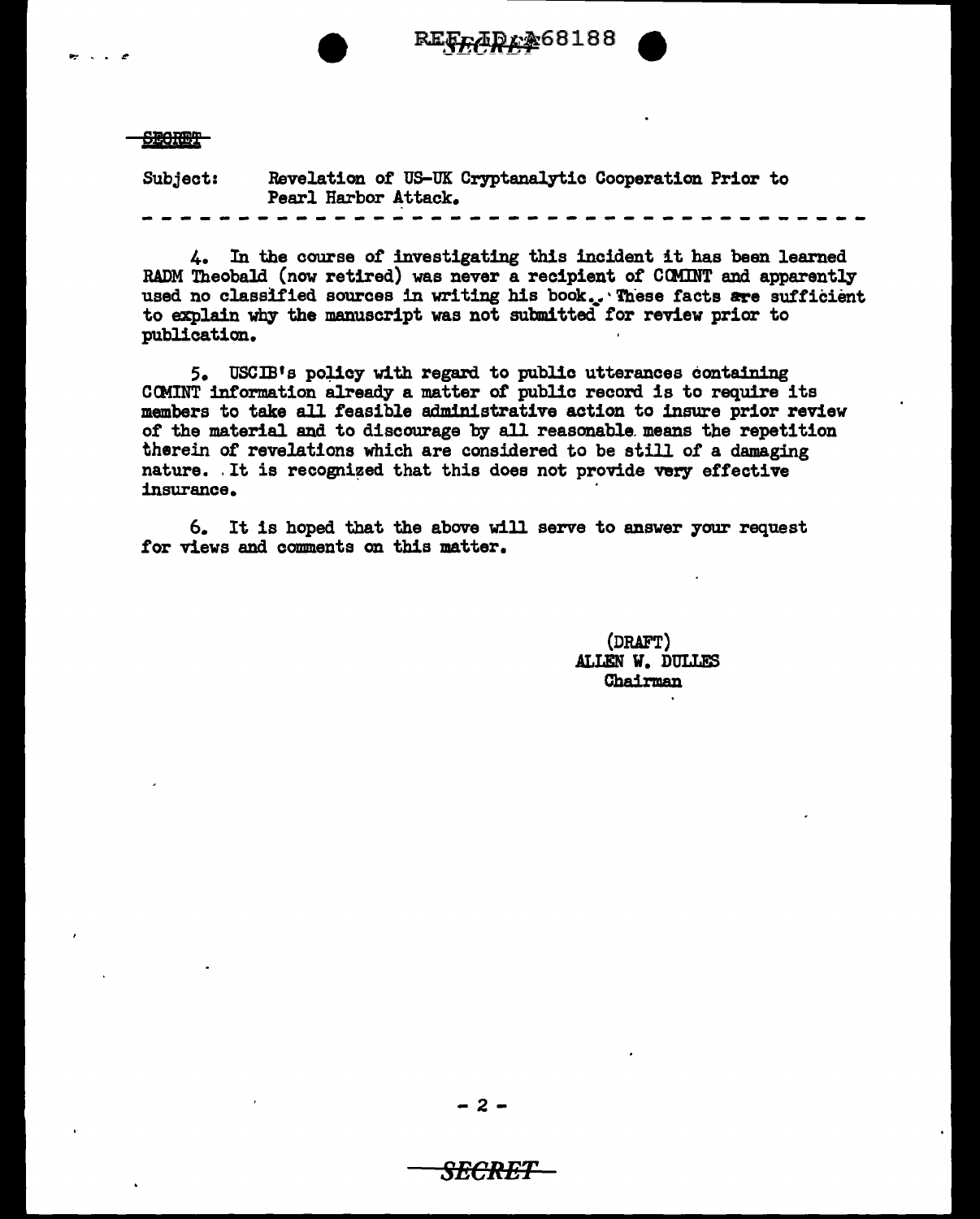SECRET

Subject: Revelation of US-UK Cryptanalytic Cooperation Prior to Pearl Harbor Attack.

- - - - - - - - - - - - - - - - - - - - - - - - - - - - - - - - - - - - - - - -

4. In the course of investigating this incident it has been learned RADM Theobald (now retired) was never a recipient of COMINT and apparently used no classified sources in writing his book. These facts are sufficient to explain why the manuscript was not submitted for review prior to publication.

5. USCIB's policy with regard to public utterances containing COMINT information already a matter of public record is to require its members to take all feasible administrative action to insure prior review of the material and to discourage by all reasonable means the repetition therein of revelations which are considered to be still of a damaging nature. It is recognized that this does not provide very effective insurance.

6. It is hoped that the above will serve to answer your request for views and comments on this matter.

(DRAFT)
ALLEN W. DULLES
Chairman

SECRET